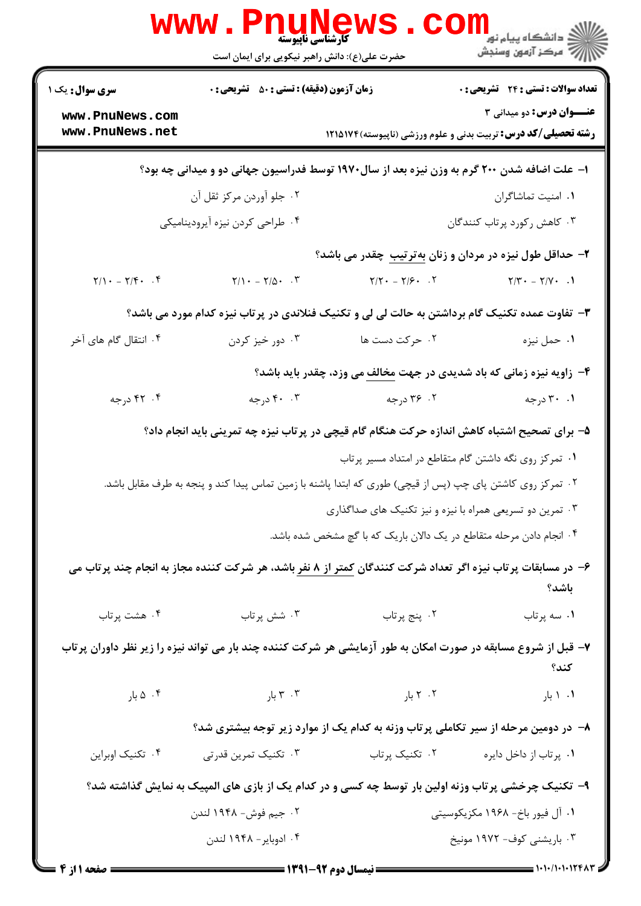کارشناسی ناپیوسته

حضرت علی(ع): دانش راهبر نیکویی برای ایمان است

دانشگاه پیام نور
مرکز آزمون وسنجش

**سری سوال:** یک ۱

**زمان آزمون (دقیقه) : تستی : ۵۰ تشریحی : ۰**

**تعداد سوالات : تستی : ۲۴ تشریحی : ۰**

**عنـــوان درس:** دو میدانی ۳

**رشته تحصیلی/کد درس:** تربیت بدنی و علوم ورزشی (ناپیوسته)۱۲۱۵۱۷۴

**۱- علت اضافه شدن ۲۰۰ گرم به وزن نیزه بعد از سال۱۹۷۰ توسط فدراسیون جهانی دو و میدانی چه بود؟**

۱. امنیت تماشاگران
۲. جلو آوردن مرکز ثقل آن
۳. کاهش رکورد پرتاب کنندگان
۴. طراحی کردن نیزه آیرودینامیکی

**۲- حداقل طول نیزه در مردان و زنان به‌ترتیب چقدر می باشد؟**

۱. ۲/۷۰ - ۲/۳۰
۲. ۲/۶۰ - ۲/۲۰
۳. ۲/۵۰ - ۲/۱۰
۴. ۲/۴۰ - ۲/۱۰

**۳- تفاوت عمده تکنیک گام برداشتن به حالت لی لی و تکنیک فنلاندی در پرتاب نیزه کدام مورد می باشد؟**

۱. حمل نیزه
۲. حرکت دست ها
۳. دور خیز کردن
۴. انتقال گام های آخر

**۴- زاویه نیزه زمانی که باد شدیدی در جهت مخالف می وزد، چقدر باید باشد؟**

۱. ۳۰ درجه
۲. ۳۶ درجه
۳. ۴۰ درجه
۴. ۴۲ درجه

**۵- برای تصحیح اشتباه کاهش اندازه حرکت هنگام گام قیچی در پرتاب نیزه چه تمرینی باید انجام داد؟**

۱. تمرکز روی نگه داشتن گام متقاطع در امتداد مسیر پرتاب
۲. تمرکز روی کاشتن پای چپ (پس از قیچی) طوری که ابتدا پاشنه با زمین تماس پیدا کند و پنجه به طرف مقابل باشد.
۳. تمرین دو تسریعی همراه با نیزه و نیز تکنیک های صداگذاری
۴. انجام دادن مرحله متقاطع در یک دالان باریک که با گچ مشخص شده باشد.

**۶- در مسابقات پرتاب نیزه اگر تعداد شرکت کنندگان کمتر از ۸ نفر باشد، هر شرکت کننده مجاز به انجام چند پرتاب می باشد؟**

۱. سه پرتاب
۲. پنج پرتاب
۳. شش پرتاب
۴. هشت پرتاب

**۷- قبل از شروع مسابقه در صورت امکان به طور آزمایشی هر شرکت کننده چند بار می تواند نیزه را زیر نظر داوران پرتاب کند؟**

۱. ۱ بار
۲. ۲ بار
۳. ۳ بار
۴. ۵ بار

**۸- در دومین مرحله از سیر تکاملی پرتاب وزنه به کدام یک از موارد زیر توجه بیشتری شد؟**

۱. پرتاب از داخل دایره
۲. تکنیک پرتاب
۳. تکنیک تمرین قدرتی
۴. تکنیک اوبراین

**۹- تکنیک چرخشی پرتاب وزنه اولین بار توسط چه کسی و در کدام یک از بازی های المپیک به نمایش گذاشته شد؟**

۱. آل فیور باخ- ۱۹۶۸ مکزیکوسیتی
۲. جیم فوش- ۱۹۴۸ لندن
۳. باریشنی کوف- ۱۹۷۲ مونیخ
۴. ادوبایر- ۱۹۴۸ لندن

نیمسال دوم ۹۲-۱۳۹۱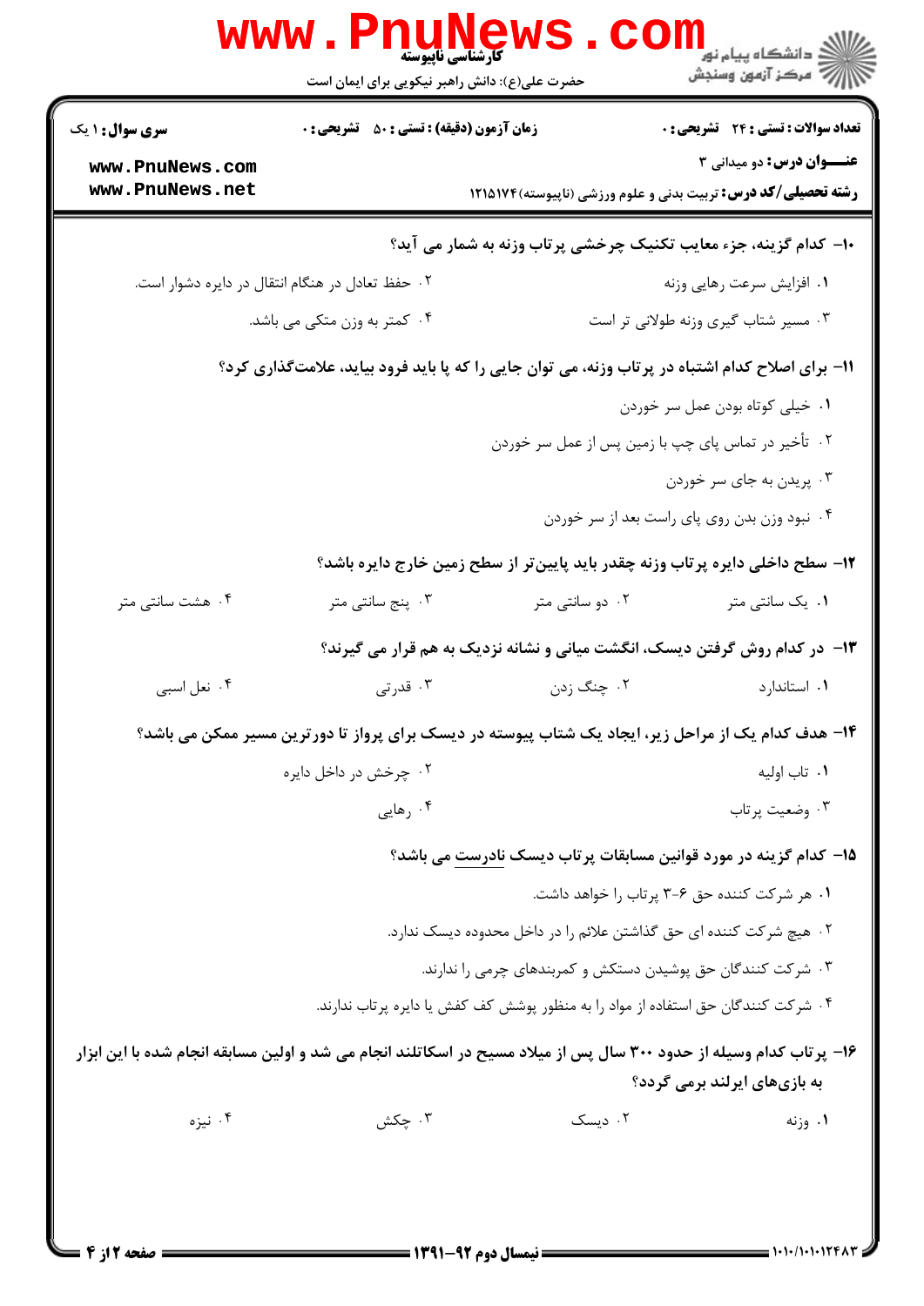۱۰- کدام گزینه، جزء معایب تکنیک چرخشی پرتاب وزنه به شمار می آید؟

۱. افزایش سرعت رهایی وزنه

۲. حفظ تعادل در هنگام انتقال در دایره دشوار است.

۳. مسیر شتاب گیری وزنه طولانی تر است

۴. کمتر به وزن متکی می باشد.

۱۱- برای اصلاح کدام اشتباه در پرتاب وزنه، می توان جایی را که پا باید فرود بیاید، علامت‌گذاری کرد؟

۱. خیلی کوتاه بودن عمل سر خوردن

۲. تأخیر در تماس پای چپ با زمین پس از عمل سر خوردن

۳. پریدن به جای سر خوردن

۴. نبود وزن بدن روی پای راست بعد از سر خوردن

۱۲- سطح داخلی دایره پرتاب وزنه چقدر باید پایین‌تر از سطح زمین خارج دایره باشد؟

۱. یک سانتی متر

۲. دو سانتی متر

۳. پنج سانتی متر

۴. هشت سانتی متر

۱۳- در کدام روش گرفتن دیسک، انگشت میانی و نشانه نزدیک به هم قرار می گیرند؟

۱. استاندارد

۲. چنگ زدن

۳. قدرتی

۴. نعل اسبی

۱۴- هدف کدام یک از مراحل زیر، ایجاد یک شتاب پیوسته در دیسک برای پرواز تا دورترین مسیر ممکن می باشد؟

۱. تاب اولیه

۲. چرخش در داخل دایره

۳. وضعیت پرتاب

۴. رهایی

۱۵- کدام گزینه در مورد قوانین مسابقات پرتاب دیسک نادرست می باشد؟

۱. هر شرکت کننده حق ۶-۳ پرتاب را خواهد داشت.

۲. هیچ شرکت کننده ای حق گذاشتن علائم را در داخل محدوده دیسک ندارد.

۳. شرکت کنندگان حق پوشیدن دستکش و کمربندهای چرمی را ندارند.

۴. شرکت کنندگان حق استفاده از مواد را به منظور پوشش کف کفش یا دایره پرتاب ندارند.

۱۶- پرتاب کدام وسیله از حدود ۳۰۰ سال پس از میلاد مسیح در اسکاتلند انجام می شد و اولین مسابقه انجام شده با این ابزار به بازی‌های ایرلند برمی گردد؟

۱. وزنه

۲. دیسک

۳. چکش

۴. نیزه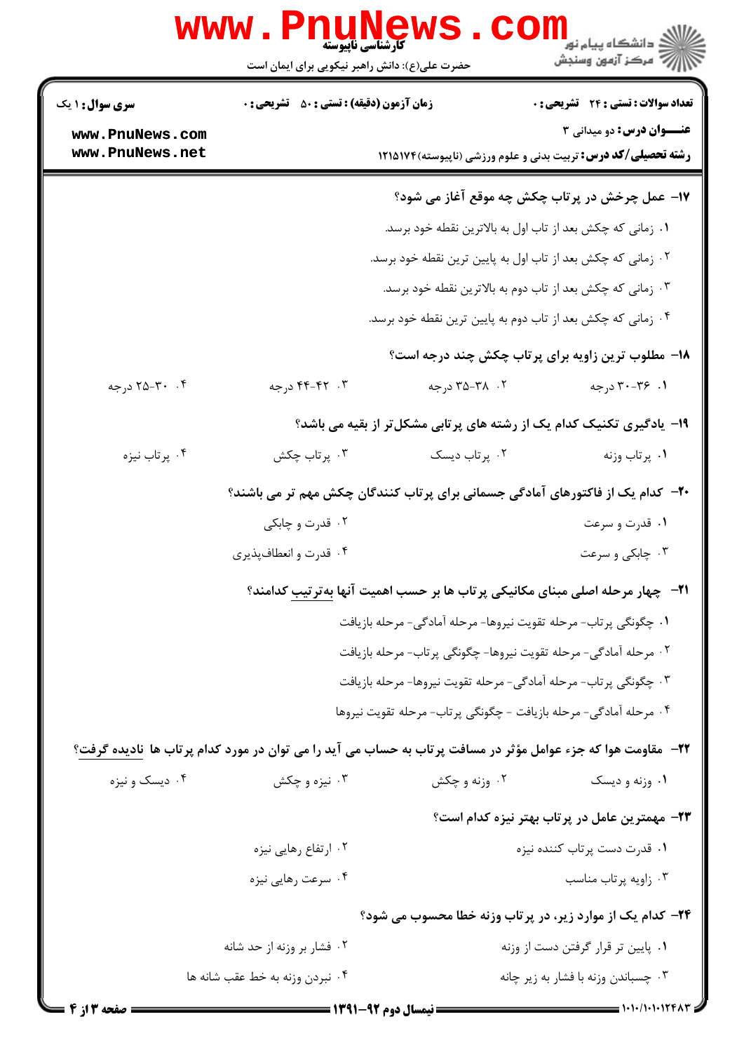۱۷- عمل چرخش در پرتاب چکش چه موقع آغاز می شود؟

۱. زمانی که چکش بعد از تاب اول به بالاترین نقطه خود برسد.

۲. زمانی که چکش بعد از تاب اول به پایین ترین نقطه خود برسد.

۳. زمانی که چکش بعد از تاب دوم به بالاترین نقطه خود برسد.

۴. زمانی که چکش بعد از تاب دوم به پایین ترین نقطه خود برسد.

۱۸- مطلوب ترین زاویه برای پرتاب چکش چند درجه است؟

۱. ۳۶-۳۰ درجه
۲. ۳۸-۳۵ درجه
۳. ۴۴-۴۲ درجه
۴. ۳۰-۲۵ درجه

۱۹- یادگیری تکنیک کدام یک از رشته های پرتابی مشکل‌تر از بقیه می باشد؟

۱. پرتاب وزنه
۲. پرتاب دیسک
۳. پرتاب چکش
۴. پرتاب نیزه

۲۰- کدام یک از فاکتورهای آمادگی جسمانی برای پرتاب کنندگان چکش مهم تر می باشند؟

۱. قدرت و سرعت
۲. قدرت و چابکی
۳. چابکی و سرعت
۴. قدرت و انعطاف‌پذیری

۲۱- چهار مرحله اصلی مبنای مکانیکی پرتاب ها بر حسب اهمیت آنها به‌ترتیب کدامند؟

۱. چگونگی پرتاب- مرحله تقویت نیروها- مرحله آمادگی- مرحله بازیافت

۲. مرحله آمادگی- مرحله تقویت نیروها- چگونگی پرتاب- مرحله بازیافت

۳. چگونگی پرتاب- مرحله آمادگی- مرحله تقویت نیروها- مرحله بازیافت

۴. مرحله آمادگی- مرحله بازیافت - چگونگی پرتاب- مرحله تقویت نیروها

۲۲- مقاومت هوا که جزء عوامل مؤثر در مسافت پرتاب به حساب می آید را می توان در مورد کدام پرتاب ها نادیده گرفت؟

۱. وزنه و دیسک
۲. وزنه و چکش
۳. نیزه و چکش
۴. دیسک و نیزه

۲۳- مهمترین عامل در پرتاب بهتر نیزه کدام است؟

۱. قدرت دست پرتاب کننده نیزه
۲. ارتفاع رهایی نیزه
۳. زاویه پرتاب مناسب
۴. سرعت رهایی نیزه

۲۴- کدام یک از موارد زیر، در پرتاب وزنه خطا محسوب می شود؟

۱. پایین تر قرار گرفتن دست از وزنه
۲. فشار بر وزنه از حد شانه
۳. چسباندن وزنه با فشار به زیر چانه
۴. نبردن وزنه به خط عقب شانه ها